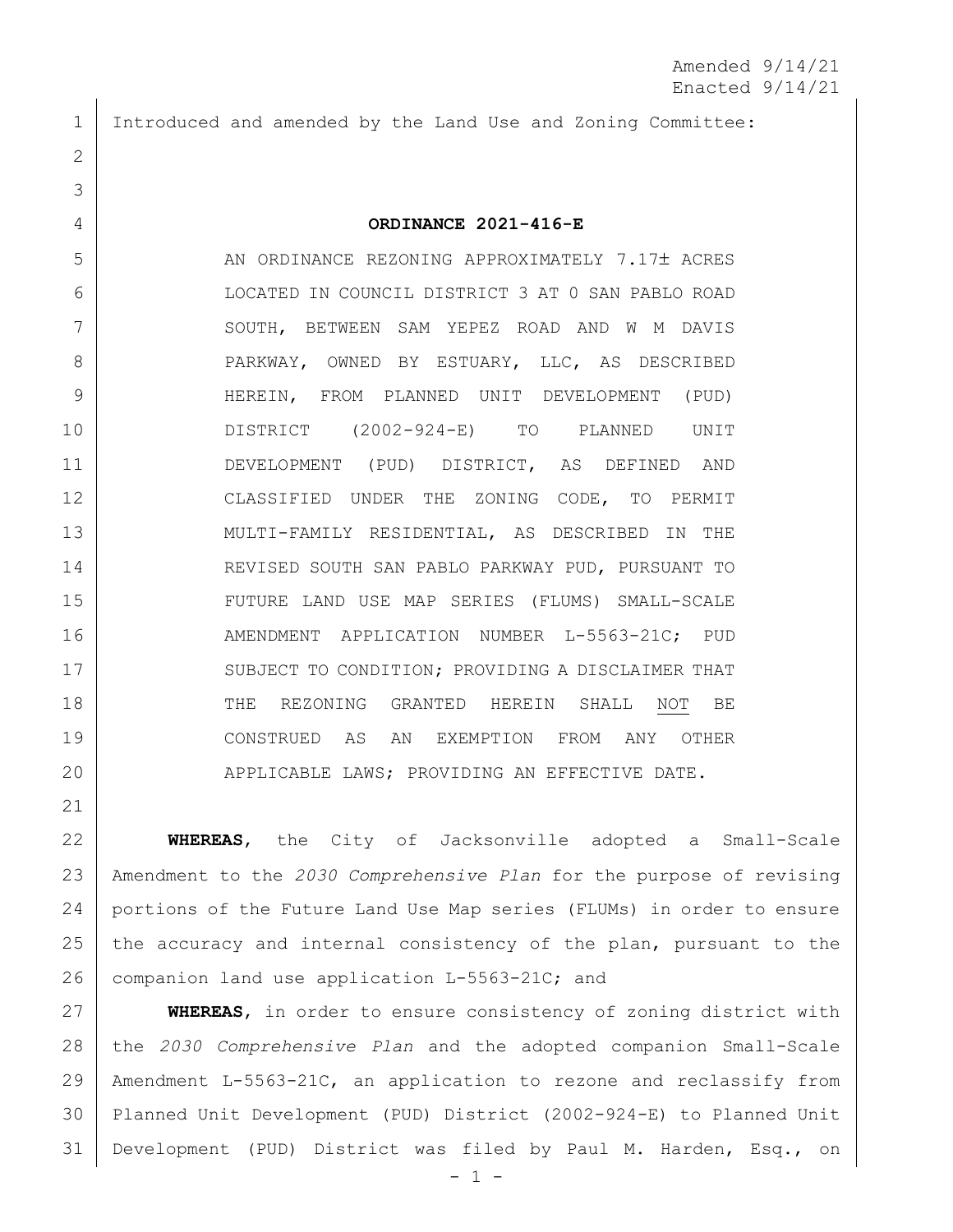Amended 9/14/21
Enacted 9/14/21

Introduced and amended by the Land Use and Zoning Committee:

**ORDINANCE 2021-416-E**

AN ORDINANCE REZONING APPROXIMATELY 7.17± ACRES LOCATED IN COUNCIL DISTRICT 3 AT 0 SAN PABLO ROAD SOUTH, BETWEEN SAM YEPEZ ROAD AND W M DAVIS PARKWAY, OWNED BY ESTUARY, LLC, AS DESCRIBED HEREIN, FROM PLANNED UNIT DEVELOPMENT (PUD) DISTRICT (2002-924-E) TO PLANNED UNIT DEVELOPMENT (PUD) DISTRICT, AS DEFINED AND CLASSIFIED UNDER THE ZONING CODE, TO PERMIT MULTI-FAMILY RESIDENTIAL, AS DESCRIBED IN THE REVISED SOUTH SAN PABLO PARKWAY PUD, PURSUANT TO FUTURE LAND USE MAP SERIES (FLUMS) SMALL-SCALE AMENDMENT APPLICATION NUMBER L-5563-21C; PUD SUBJECT TO CONDITION; PROVIDING A DISCLAIMER THAT THE REZONING GRANTED HEREIN SHALL <u>NOT</u> BE CONSTRUED AS AN EXEMPTION FROM ANY OTHER APPLICABLE LAWS; PROVIDING AN EFFECTIVE DATE.

**WHEREAS**, the City of Jacksonville adopted a Small-Scale Amendment to the *2030 Comprehensive Plan* for the purpose of revising portions of the Future Land Use Map series (FLUMs) in order to ensure the accuracy and internal consistency of the plan, pursuant to the companion land use application L-5563-21C; and

**WHEREAS**, in order to ensure consistency of zoning district with the *2030 Comprehensive Plan* and the adopted companion Small-Scale Amendment L-5563-21C, an application to rezone and reclassify from Planned Unit Development (PUD) District (2002-924-E) to Planned Unit Development (PUD) District was filed by Paul M. Harden, Esq., on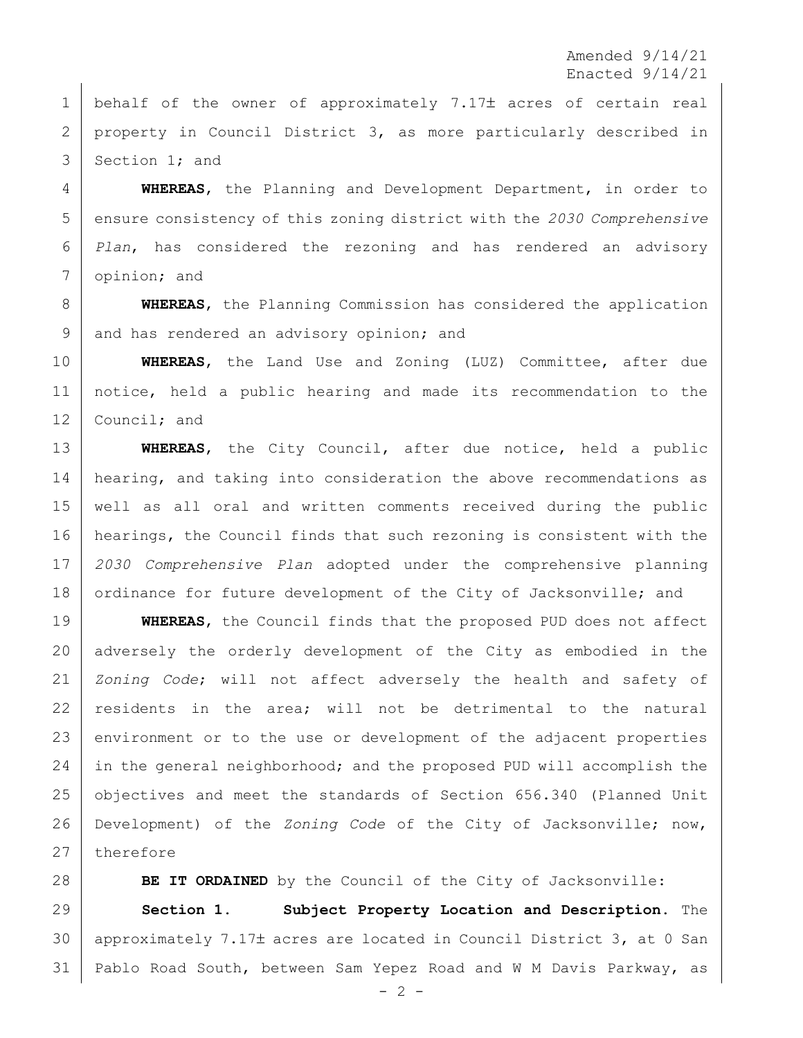behalf of the owner of approximately 7.17± acres of certain real property in Council District 3, as more particularly described in Section 1; and

**WHEREAS**, the Planning and Development Department, in order to ensure consistency of this zoning district with the *2030 Comprehensive Plan*, has considered the rezoning and has rendered an advisory opinion; and

**WHEREAS**, the Planning Commission has considered the application and has rendered an advisory opinion; and

**WHEREAS**, the Land Use and Zoning (LUZ) Committee, after due notice, held a public hearing and made its recommendation to the Council; and

**WHEREAS**, the City Council, after due notice, held a public hearing, and taking into consideration the above recommendations as well as all oral and written comments received during the public hearings, the Council finds that such rezoning is consistent with the *2030 Comprehensive Plan* adopted under the comprehensive planning ordinance for future development of the City of Jacksonville; and

**WHEREAS**, the Council finds that the proposed PUD does not affect adversely the orderly development of the City as embodied in the *Zoning Code*; will not affect adversely the health and safety of residents in the area; will not be detrimental to the natural environment or to the use or development of the adjacent properties in the general neighborhood; and the proposed PUD will accomplish the objectives and meet the standards of Section 656.340 (Planned Unit Development) of the *Zoning Code* of the City of Jacksonville; now, therefore

**BE IT ORDAINED** by the Council of the City of Jacksonville:

**Section 1. Subject Property Location and Description.** The approximately 7.17± acres are located in Council District 3, at 0 San Pablo Road South, between Sam Yepez Road and W M Davis Parkway, as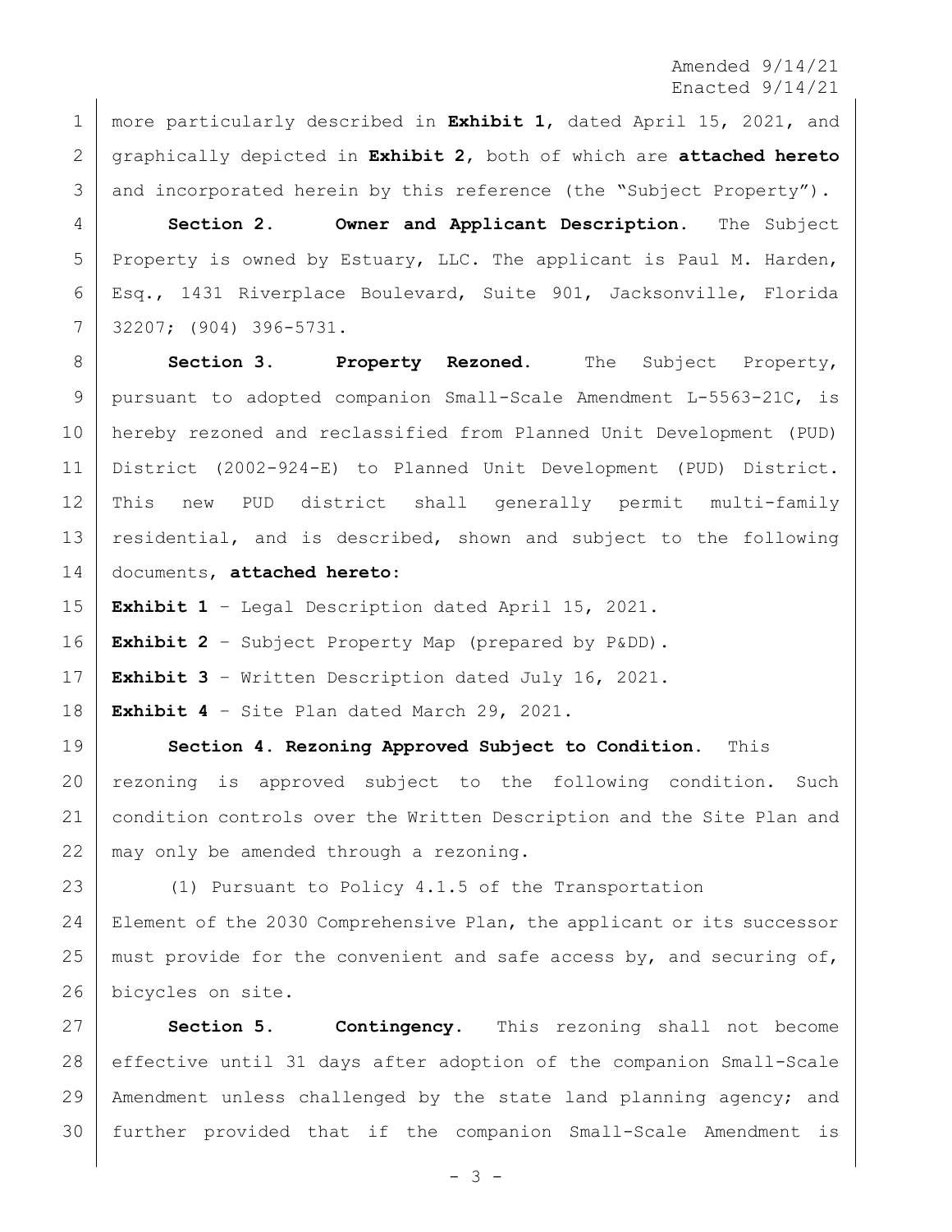Amended 9/14/21
Enacted 9/14/21

more particularly described in **Exhibit 1**, dated April 15, 2021, and graphically depicted in **Exhibit 2**, both of which are **attached hereto** and incorporated herein by this reference (the "Subject Property").

**Section 2. Owner and Applicant Description.** The Subject Property is owned by Estuary, LLC. The applicant is Paul M. Harden, Esq., 1431 Riverplace Boulevard, Suite 901, Jacksonville, Florida 32207; (904) 396-5731.

**Section 3. Property Rezoned.** The Subject Property, pursuant to adopted companion Small-Scale Amendment L-5563-21C, is hereby rezoned and reclassified from Planned Unit Development (PUD) District (2002-924-E) to Planned Unit Development (PUD) District. This new PUD district shall generally permit multi-family residential, and is described, shown and subject to the following documents, **attached hereto**:

**Exhibit 1** – Legal Description dated April 15, 2021.

**Exhibit 2** – Subject Property Map (prepared by P&DD).

**Exhibit 3** – Written Description dated July 16, 2021.

**Exhibit 4** – Site Plan dated March 29, 2021.

**Section 4. Rezoning Approved Subject to Condition.** This rezoning is approved subject to the following condition. Such condition controls over the Written Description and the Site Plan and may only be amended through a rezoning.

(1) Pursuant to Policy 4.1.5 of the Transportation Element of the 2030 Comprehensive Plan, the applicant or its successor must provide for the convenient and safe access by, and securing of, bicycles on site.

**Section 5. Contingency.** This rezoning shall not become effective until 31 days after adoption of the companion Small-Scale Amendment unless challenged by the state land planning agency; and further provided that if the companion Small-Scale Amendment is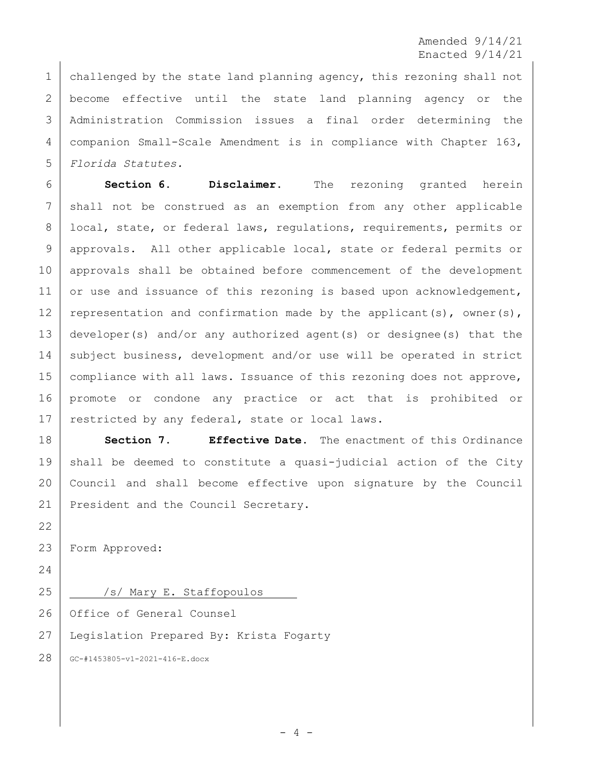Amended 9/14/21
Enacted 9/14/21

challenged by the state land planning agency, this rezoning shall not become effective until the state land planning agency or the Administration Commission issues a final order determining the companion Small-Scale Amendment is in compliance with Chapter 163, *Florida Statutes.*

**Section 6. Disclaimer.** The rezoning granted herein shall not be construed as an exemption from any other applicable local, state, or federal laws, regulations, requirements, permits or approvals. All other applicable local, state or federal permits or approvals shall be obtained before commencement of the development or use and issuance of this rezoning is based upon acknowledgement, representation and confirmation made by the applicant(s), owner(s), developer(s) and/or any authorized agent(s) or designee(s) that the subject business, development and/or use will be operated in strict compliance with all laws. Issuance of this rezoning does not approve, promote or condone any practice or act that is prohibited or restricted by any federal, state or local laws.

**Section 7. Effective Date.** The enactment of this Ordinance shall be deemed to constitute a quasi-judicial action of the City Council and shall become effective upon signature by the Council President and the Council Secretary.

Form Approved:

/s/ Mary E. Staffopoulos

Office of General Counsel

Legislation Prepared By: Krista Fogarty

GC-#1453805-v1-2021-416-E.docx